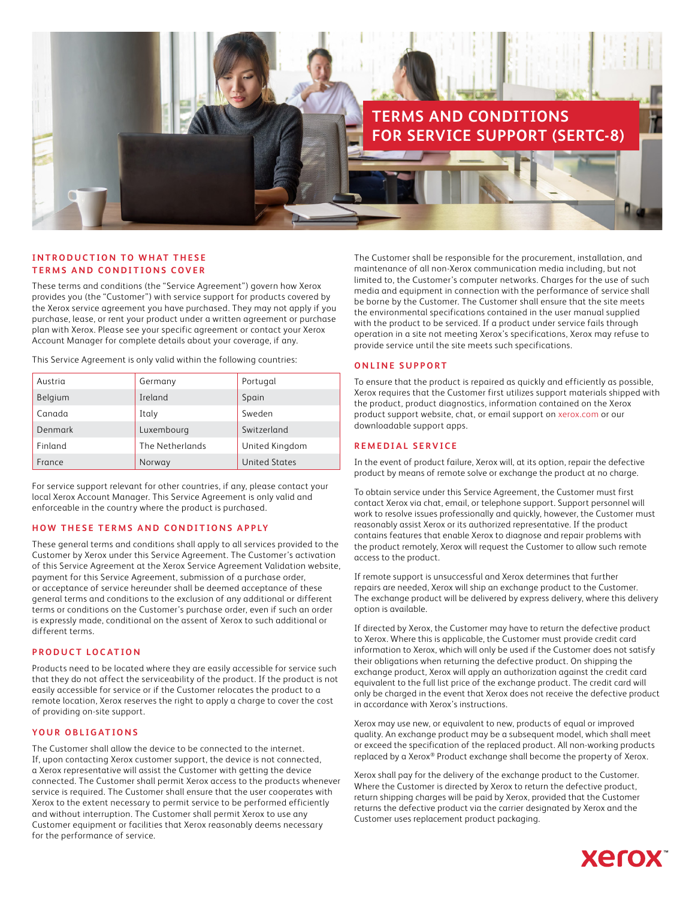# TERMS AND CONDITIONS FOR SERVICE SUPPORT (SERTC-8)

## INTRODUCTION TO WHAT THESE TERMS AND CONDITIONS COVER

These terms and conditions (the "Service Agreement") govern how Xerox provides you (the "Customer") with service support for products covered by the Xerox service agreement you have purchased. They may not apply if you purchase, lease, or rent your product under a written agreement or purchase plan with Xerox. Please see your specific agreement or contact your Xerox Account Manager for complete details about your coverage, if any.

This Service Agreement is only valid within the following countries:

| | | |
|---|---|---|
| Austria | Germany | Portugal |
| Belgium | Ireland | Spain |
| Canada | Italy | Sweden |
| Denmark | Luxembourg | Switzerland |
| Finland | The Netherlands | United Kingdom |
| France | Norway | United States |

For service support relevant for other countries, if any, please contact your local Xerox Account Manager. This Service Agreement is only valid and enforceable in the country where the product is purchased.

## HOW THESE TERMS AND CONDITIONS APPLY

These general terms and conditions shall apply to all services provided to the Customer by Xerox under this Service Agreement. The Customer's activation of this Service Agreement at the Xerox Service Agreement Validation website, payment for this Service Agreement, submission of a purchase order, or acceptance of service hereunder shall be deemed acceptance of these general terms and conditions to the exclusion of any additional or different terms or conditions on the Customer's purchase order, even if such an order is expressly made, conditional on the assent of Xerox to such additional or different terms.

## PRODUCT LOCATION

Products need to be located where they are easily accessible for service such that they do not affect the serviceability of the product. If the product is not easily accessible for service or if the Customer relocates the product to a remote location, Xerox reserves the right to apply a charge to cover the cost of providing on-site support.

## YOUR OBLIGATIONS

The Customer shall allow the device to be connected to the internet. If, upon contacting Xerox customer support, the device is not connected, a Xerox representative will assist the Customer with getting the device connected. The Customer shall permit Xerox access to the products whenever service is required. The Customer shall ensure that the user cooperates with Xerox to the extent necessary to permit service to be performed efficiently and without interruption. The Customer shall permit Xerox to use any Customer equipment or facilities that Xerox reasonably deems necessary for the performance of service.

The Customer shall be responsible for the procurement, installation, and maintenance of all non-Xerox communication media including, but not limited to, the Customer's computer networks. Charges for the use of such media and equipment in connection with the performance of service shall be borne by the Customer. The Customer shall ensure that the site meets the environmental specifications contained in the user manual supplied with the product to be serviced. If a product under service fails through operation in a site not meeting Xerox's specifications, Xerox may refuse to provide service until the site meets such specifications.

## ONLINE SUPPORT

To ensure that the product is repaired as quickly and efficiently as possible, Xerox requires that the Customer first utilizes support materials shipped with the product, product diagnostics, information contained on the Xerox product support website, chat, or email support on xerox.com or our downloadable support apps.

## REMEDIAL SERVICE

In the event of product failure, Xerox will, at its option, repair the defective product by means of remote solve or exchange the product at no charge.

To obtain service under this Service Agreement, the Customer must first contact Xerox via chat, email, or telephone support. Support personnel will work to resolve issues professionally and quickly, however, the Customer must reasonably assist Xerox or its authorized representative. If the product contains features that enable Xerox to diagnose and repair problems with the product remotely, Xerox will request the Customer to allow such remote access to the product.

If remote support is unsuccessful and Xerox determines that further repairs are needed, Xerox will ship an exchange product to the Customer. The exchange product will be delivered by express delivery, where this delivery option is available.

If directed by Xerox, the Customer may have to return the defective product to Xerox. Where this is applicable, the Customer must provide credit card information to Xerox, which will only be used if the Customer does not satisfy their obligations when returning the defective product. On shipping the exchange product, Xerox will apply an authorization against the credit card equivalent to the full list price of the exchange product. The credit card will only be charged in the event that Xerox does not receive the defective product in accordance with Xerox's instructions.

Xerox may use new, or equivalent to new, products of equal or improved quality. An exchange product may be a subsequent model, which shall meet or exceed the specification of the replaced product. All non-working products replaced by a Xerox® Product exchange shall become the property of Xerox.

Xerox shall pay for the delivery of the exchange product to the Customer. Where the Customer is directed by Xerox to return the defective product, return shipping charges will be paid by Xerox, provided that the Customer returns the defective product via the carrier designated by Xerox and the Customer uses replacement product packaging.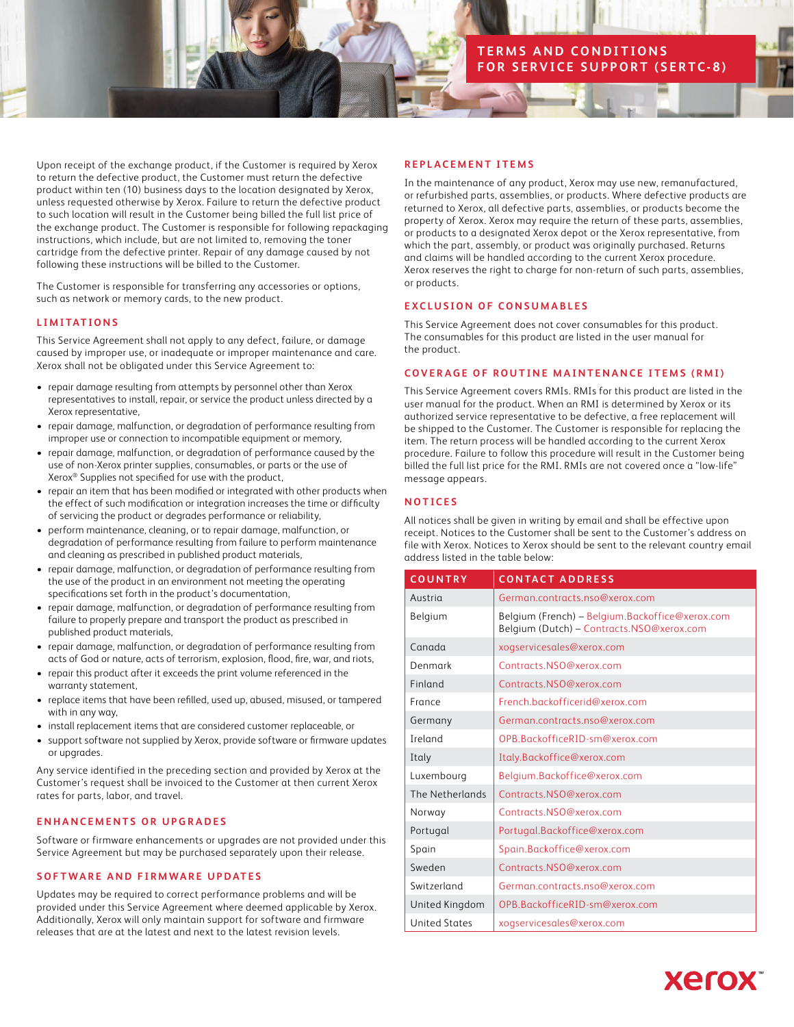# TERMS AND CONDITIONS FOR SERVICE SUPPORT (SERTC-8)

Upon receipt of the exchange product, if the Customer is required by Xerox to return the defective product, the Customer must return the defective product within ten (10) business days to the location designated by Xerox, unless requested otherwise by Xerox. Failure to return the defective product to such location will result in the Customer being billed the full list price of the exchange product. The Customer is responsible for following repackaging instructions, which include, but are not limited to, removing the toner cartridge from the defective printer. Repair of any damage caused by not following these instructions will be billed to the Customer.

The Customer is responsible for transferring any accessories or options, such as network or memory cards, to the new product.

## LIMITATIONS

This Service Agreement shall not apply to any defect, failure, or damage caused by improper use, or inadequate or improper maintenance and care. Xerox shall not be obligated under this Service Agreement to:

- repair damage resulting from attempts by personnel other than Xerox representatives to install, repair, or service the product unless directed by a Xerox representative,
- repair damage, malfunction, or degradation of performance resulting from improper use or connection to incompatible equipment or memory,
- repair damage, malfunction, or degradation of performance caused by the use of non-Xerox printer supplies, consumables, or parts or the use of Xerox® Supplies not specified for use with the product,
- repair an item that has been modified or integrated with other products when the effect of such modification or integration increases the time or difficulty of servicing the product or degrades performance or reliability,
- perform maintenance, cleaning, or to repair damage, malfunction, or degradation of performance resulting from failure to perform maintenance and cleaning as prescribed in published product materials,
- repair damage, malfunction, or degradation of performance resulting from the use of the product in an environment not meeting the operating specifications set forth in the product's documentation,
- repair damage, malfunction, or degradation of performance resulting from failure to properly prepare and transport the product as prescribed in published product materials,
- repair damage, malfunction, or degradation of performance resulting from acts of God or nature, acts of terrorism, explosion, flood, fire, war, and riots,
- repair this product after it exceeds the print volume referenced in the warranty statement,
- replace items that have been refilled, used up, abused, misused, or tampered with in any way,
- install replacement items that are considered customer replaceable, or
- support software not supplied by Xerox, provide software or firmware updates or upgrades.

Any service identified in the preceding section and provided by Xerox at the Customer's request shall be invoiced to the Customer at then current Xerox rates for parts, labor, and travel.

## ENHANCEMENTS OR UPGRADES

Software or firmware enhancements or upgrades are not provided under this Service Agreement but may be purchased separately upon their release.

## SOFTWARE AND FIRMWARE UPDATES

Updates may be required to correct performance problems and will be provided under this Service Agreement where deemed applicable by Xerox. Additionally, Xerox will only maintain support for software and firmware releases that are at the latest and next to the latest revision levels.

## REPLACEMENT ITEMS

In the maintenance of any product, Xerox may use new, remanufactured, or refurbished parts, assemblies, or products. Where defective products are returned to Xerox, all defective parts, assemblies, or products become the property of Xerox. Xerox may require the return of these parts, assemblies, or products to a designated Xerox depot or the Xerox representative, from which the part, assembly, or product was originally purchased. Returns and claims will be handled according to the current Xerox procedure. Xerox reserves the right to charge for non-return of such parts, assemblies, or products.

## EXCLUSION OF CONSUMABLES

This Service Agreement does not cover consumables for this product. The consumables for this product are listed in the user manual for the product.

## COVERAGE OF ROUTINE MAINTENANCE ITEMS (RMI)

This Service Agreement covers RMIs. RMIs for this product are listed in the user manual for the product. When an RMI is determined by Xerox or its authorized service representative to be defective, a free replacement will be shipped to the Customer. The Customer is responsible for replacing the item. The return process will be handled according to the current Xerox procedure. Failure to follow this procedure will result in the Customer being billed the full list price for the RMI. RMIs are not covered once a "low-life" message appears.

## NOTICES

All notices shall be given in writing by email and shall be effective upon receipt. Notices to the Customer shall be sent to the Customer's address on file with Xerox. Notices to Xerox should be sent to the relevant country email address listed in the table below:

| COUNTRY | CONTACT ADDRESS |
|---|---|
| Austria | German.contracts.nso@xerox.com |
| Belgium | Belgium (French) – Belgium.Backoffice@xerox.com<br>Belgium (Dutch) – Contracts.NSO@xerox.com |
| Canada | xogservicesales@xerox.com |
| Denmark | Contracts.NSO@xerox.com |
| Finland | Contracts.NSO@xerox.com |
| France | French.backofficerid@xerox.com |
| Germany | German.contracts.nso@xerox.com |
| Ireland | OPB.BackofficeRID-sm@xerox.com |
| Italy | Italy.Backoffice@xerox.com |
| Luxembourg | Belgium.Backoffice@xerox.com |
| The Netherlands | Contracts.NSO@xerox.com |
| Norway | Contracts.NSO@xerox.com |
| Portugal | Portugal.Backoffice@xerox.com |
| Spain | Spain.Backoffice@xerox.com |
| Sweden | Contracts.NSO@xerox.com |
| Switzerland | German.contracts.nso@xerox.com |
| United Kingdom | OPB.BackofficeRID-sm@xerox.com |
| United States | xogservicesales@xerox.com |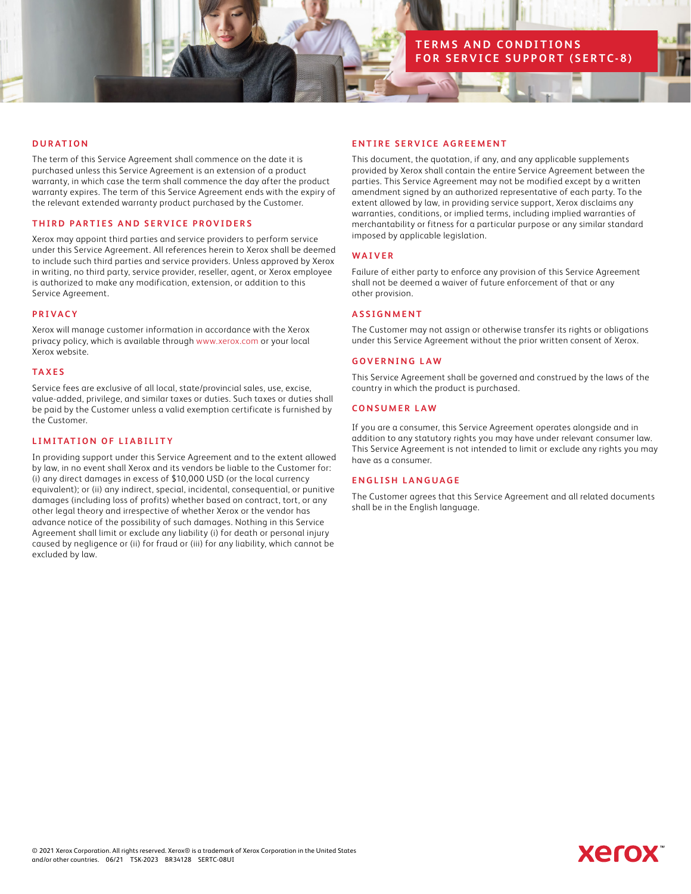# TERMS AND CONDITIONS FOR SERVICE SUPPORT (SERTC-8)

## DURATION

The term of this Service Agreement shall commence on the date it is purchased unless this Service Agreement is an extension of a product warranty, in which case the term shall commence the day after the product warranty expires. The term of this Service Agreement ends with the expiry of the relevant extended warranty product purchased by the Customer.

## THIRD PARTIES AND SERVICE PROVIDERS

Xerox may appoint third parties and service providers to perform service under this Service Agreement. All references herein to Xerox shall be deemed to include such third parties and service providers. Unless approved by Xerox in writing, no third party, service provider, reseller, agent, or Xerox employee is authorized to make any modification, extension, or addition to this Service Agreement.

## PRIVACY

Xerox will manage customer information in accordance with the Xerox privacy policy, which is available through www.xerox.com or your local Xerox website.

## TAXES

Service fees are exclusive of all local, state/provincial sales, use, excise, value-added, privilege, and similar taxes or duties. Such taxes or duties shall be paid by the Customer unless a valid exemption certificate is furnished by the Customer.

## LIMITATION OF LIABILITY

In providing support under this Service Agreement and to the extent allowed by law, in no event shall Xerox and its vendors be liable to the Customer for: (i) any direct damages in excess of $10,000 USD (or the local currency equivalent); or (ii) any indirect, special, incidental, consequential, or punitive damages (including loss of profits) whether based on contract, tort, or any other legal theory and irrespective of whether Xerox or the vendor has advance notice of the possibility of such damages. Nothing in this Service Agreement shall limit or exclude any liability (i) for death or personal injury caused by negligence or (ii) for fraud or (iii) for any liability, which cannot be excluded by law.

## ENTIRE SERVICE AGREEMENT

This document, the quotation, if any, and any applicable supplements provided by Xerox shall contain the entire Service Agreement between the parties. This Service Agreement may not be modified except by a written amendment signed by an authorized representative of each party. To the extent allowed by law, in providing service support, Xerox disclaims any warranties, conditions, or implied terms, including implied warranties of merchantability or fitness for a particular purpose or any similar standard imposed by applicable legislation.

## WAIVER

Failure of either party to enforce any provision of this Service Agreement shall not be deemed a waiver of future enforcement of that or any other provision.

## ASSIGNMENT

The Customer may not assign or otherwise transfer its rights or obligations under this Service Agreement without the prior written consent of Xerox.

## GOVERNING LAW

This Service Agreement shall be governed and construed by the laws of the country in which the product is purchased.

## CONSUMER LAW

If you are a consumer, this Service Agreement operates alongside and in addition to any statutory rights you may have under relevant consumer law. This Service Agreement is not intended to limit or exclude any rights you may have as a consumer.

## ENGLISH LANGUAGE

The Customer agrees that this Service Agreement and all related documents shall be in the English language.

© 2021 Xerox Corporation. All rights reserved. Xerox® is a trademark of Xerox Corporation in the United States and/or other countries. 06/21 TSK-2023 BR34128 SERTC-08UI